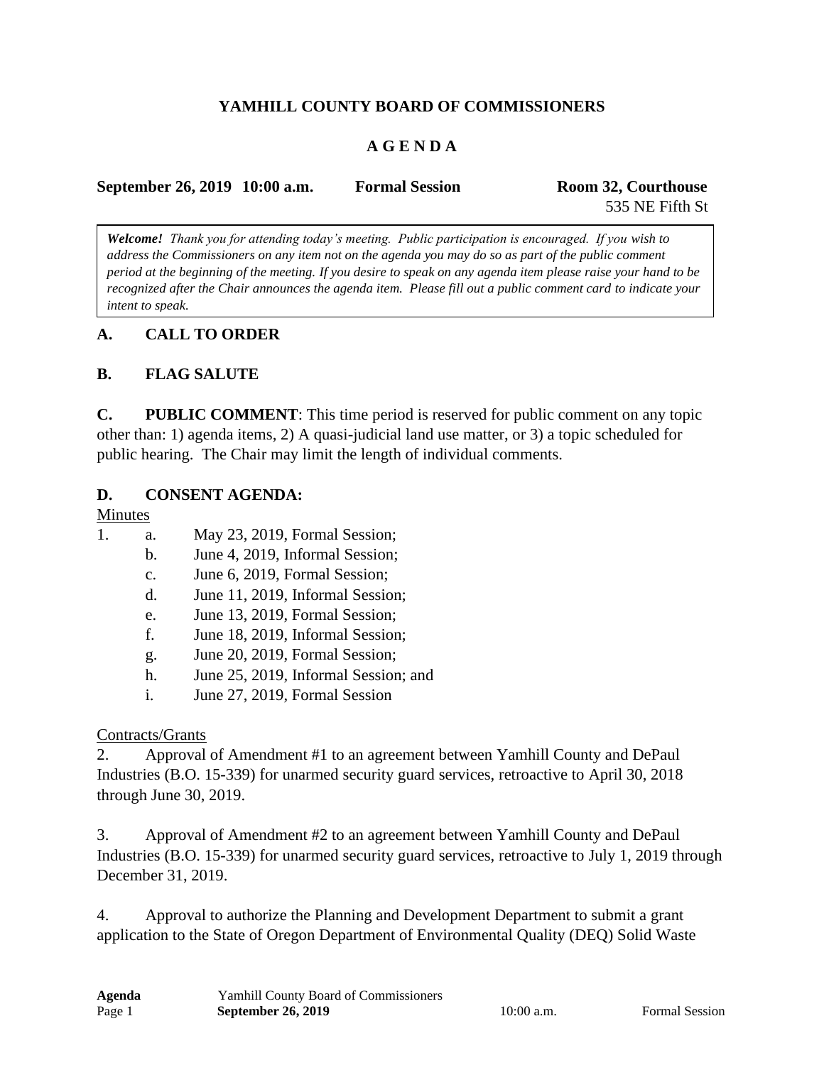# YAMHILL COUNTY BOARD OF COMMISSIONERS

## A G E N D A

**September 26, 2019 10:00 a.m.** **Formal Session** **Room 32, Courthouse**
535 NE Fifth St

> ***Welcome!*** *Thank you for attending today's meeting. Public participation is encouraged. If you wish to address the Commissioners on any item not on the agenda you may do so as part of the public comment period at the beginning of the meeting. If you desire to speak on any agenda item please raise your hand to be recognized after the Chair announces the agenda item. Please fill out a public comment card to indicate your intent to speak.*

### A. CALL TO ORDER

### B. FLAG SALUTE

**C. PUBLIC COMMENT**: This time period is reserved for public comment on any topic other than: 1) agenda items, 2) A quasi-judicial land use matter, or 3) a topic scheduled for public hearing. The Chair may limit the length of individual comments.

### D. CONSENT AGENDA:

Minutes

1. a. May 23, 2019, Formal Session;
   b. June 4, 2019, Informal Session;
   c. June 6, 2019, Formal Session;
   d. June 11, 2019, Informal Session;
   e. June 13, 2019, Formal Session;
   f. June 18, 2019, Informal Session;
   g. June 20, 2019, Formal Session;
   h. June 25, 2019, Informal Session; and
   i. June 27, 2019, Formal Session

Contracts/Grants

2. Approval of Amendment #1 to an agreement between Yamhill County and DePaul Industries (B.O. 15-339) for unarmed security guard services, retroactive to April 30, 2018 through June 30, 2019.

3. Approval of Amendment #2 to an agreement between Yamhill County and DePaul Industries (B.O. 15-339) for unarmed security guard services, retroactive to July 1, 2019 through December 31, 2019.

4. Approval to authorize the Planning and Development Department to submit a grant application to the State of Oregon Department of Environmental Quality (DEQ) Solid Waste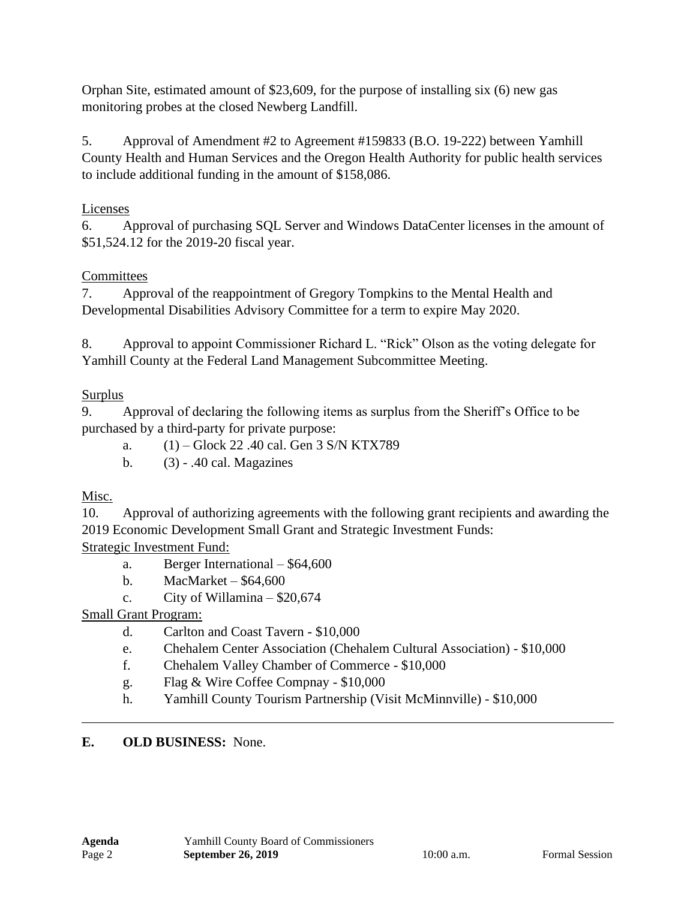Orphan Site, estimated amount of $23,609, for the purpose of installing six (6) new gas monitoring probes at the closed Newberg Landfill.

5. Approval of Amendment #2 to Agreement #159833 (B.O. 19-222) between Yamhill County Health and Human Services and the Oregon Health Authority for public health services to include additional funding in the amount of $158,086.

Licenses

6. Approval of purchasing SQL Server and Windows DataCenter licenses in the amount of $51,524.12 for the 2019-20 fiscal year.

Committees

7. Approval of the reappointment of Gregory Tompkins to the Mental Health and Developmental Disabilities Advisory Committee for a term to expire May 2020.

8. Approval to appoint Commissioner Richard L. "Rick" Olson as the voting delegate for Yamhill County at the Federal Land Management Subcommittee Meeting.

Surplus

9. Approval of declaring the following items as surplus from the Sheriff's Office to be purchased by a third-party for private purpose:

   a. (1) – Glock 22 .40 cal. Gen 3 S/N KTX789
   b. (3) - .40 cal. Magazines

Misc.

10. Approval of authorizing agreements with the following grant recipients and awarding the 2019 Economic Development Small Grant and Strategic Investment Funds:

Strategic Investment Fund:

   a. Berger International – $64,600
   b. MacMarket – $64,600
   c. City of Willamina – $20,674

Small Grant Program:

   d. Carlton and Coast Tavern - $10,000
   e. Chehalem Center Association (Chehalem Cultural Association) - $10,000
   f. Chehalem Valley Chamber of Commerce - $10,000
   g. Flag & Wire Coffee Compnay - $10,000
   h. Yamhill County Tourism Partnership (Visit McMinnville) - $10,000

---

**E. OLD BUSINESS:** None.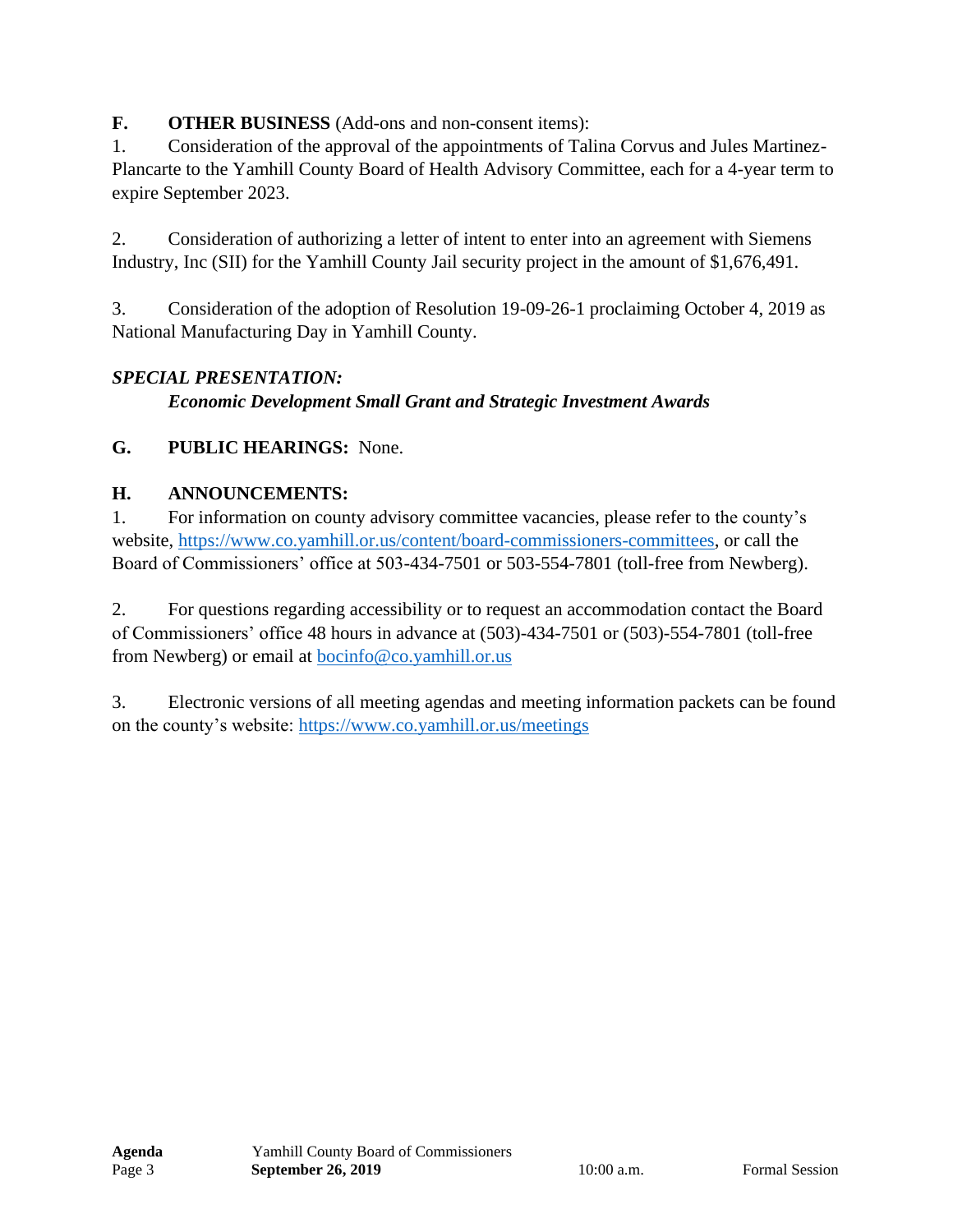**F. OTHER BUSINESS** (Add-ons and non-consent items):

1. Consideration of the approval of the appointments of Talina Corvus and Jules Martinez-Plancarte to the Yamhill County Board of Health Advisory Committee, each for a 4-year term to expire September 2023.

2. Consideration of authorizing a letter of intent to enter into an agreement with Siemens Industry, Inc (SII) for the Yamhill County Jail security project in the amount of $1,676,491.

3. Consideration of the adoption of Resolution 19-09-26-1 proclaiming October 4, 2019 as National Manufacturing Day in Yamhill County.

***SPECIAL PRESENTATION:***

***Economic Development Small Grant and Strategic Investment Awards***

**G. PUBLIC HEARINGS:** None.

**H. ANNOUNCEMENTS:**

1. For information on county advisory committee vacancies, please refer to the county's website, https://www.co.yamhill.or.us/content/board-commissioners-committees, or call the Board of Commissioners' office at 503-434-7501 or 503-554-7801 (toll-free from Newberg).

2. For questions regarding accessibility or to request an accommodation contact the Board of Commissioners' office 48 hours in advance at (503)-434-7501 or (503)-554-7801 (toll-free from Newberg) or email at bocinfo@co.yamhill.or.us

3. Electronic versions of all meeting agendas and meeting information packets can be found on the county's website: https://www.co.yamhill.or.us/meetings